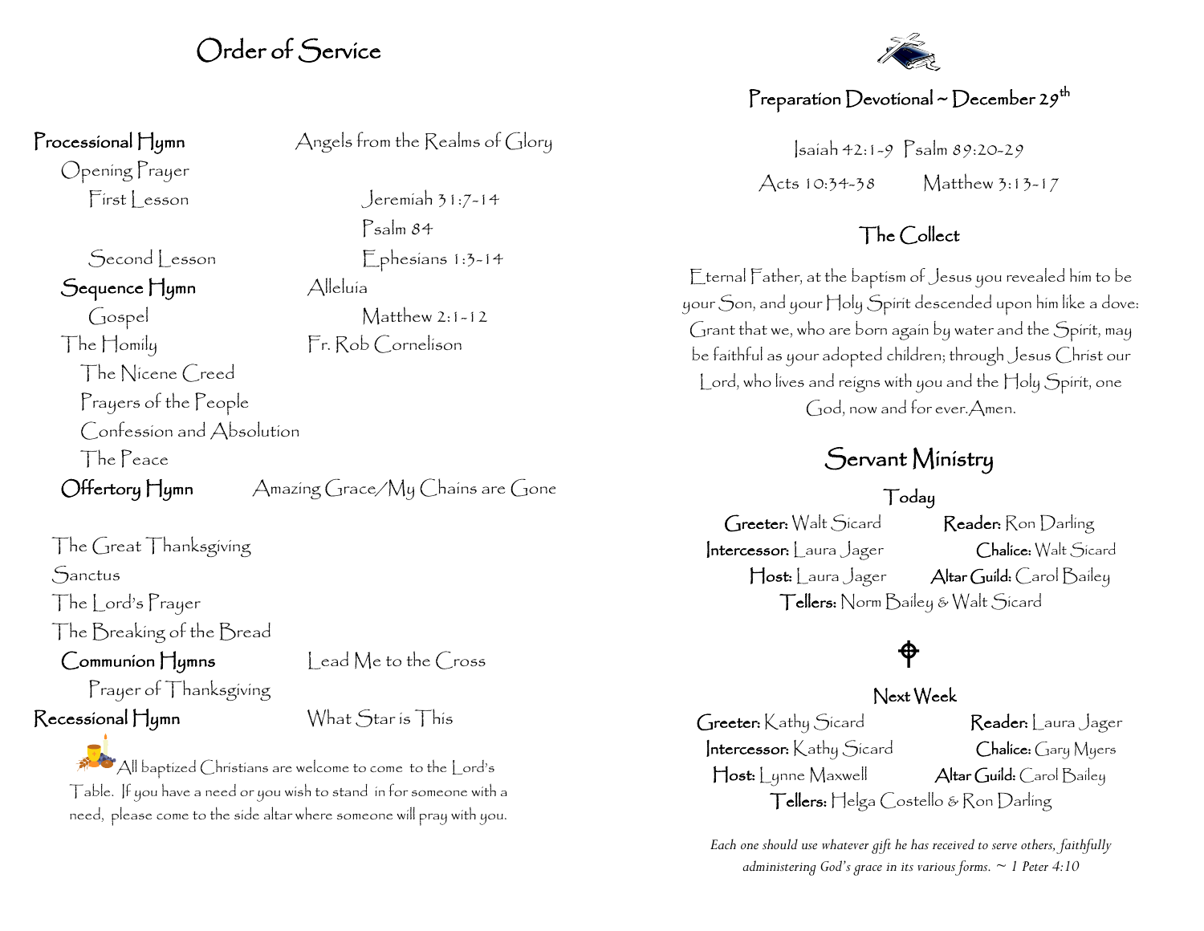# Order of Service

**Processional Hymn** — Angels from the Realms of Glory

Opening Prayer

First Lesson — Jeremiah 31:7-14

Psalm 84

Second Lesson — Ephesians 1:3-14

**Sequence Hymn** — Alleluia

Gospel — Matthew 2:1-12

The Homily — Fr. Rob Cornelison

The Nicene Creed

Prayers of the People

Confession and Absolution

The Peace

**Offertory Hymn** — Amazing Grace/My Chains are Gone

The Great Thanksgiving

Sanctus

The Lord's Prayer

The Breaking of the Bread

**Communion Hymns** — Lead Me to the Cross

Prayer of Thanksgiving

**Recessional Hymn** — What Star is This

All baptized Christians are welcome to come to the Lord's Table. If you have a need or you wish to stand in for someone with a need, please come to the side altar where someone will pray with you.

## Preparation Devotional ~ December 29th

Isaiah 42:1-9 Psalm 89:20-29

Acts 10:34-38 Matthew 3:13-17

### The Collect

Eternal Father, at the baptism of Jesus you revealed him to be your Son, and your Holy Spirit descended upon him like a dove: Grant that we, who are born again by water and the Spirit, may be faithful as your adopted children; through Jesus Christ our Lord, who lives and reigns with you and the Holy Spirit, one God, now and for ever.Amen.

## Servant Ministry

### Today

**Greeter:** Walt Sicard **Reader:** Ron Darling

**Intercessor:** Laura Jager **Chalice:** Walt Sicard

**Host:** Laura Jager **Altar Guild:** Carol Bailey

**Tellers:** Norm Bailey & Walt Sicard

### Next Week

**Greeter:** Kathy Sicard **Reader:** Laura Jager

**Intercessor:** Kathy Sicard **Chalice:** Gary Myers

**Host:** Lynne Maxwell **Altar Guild:** Carol Bailey

**Tellers:** Helga Costello & Ron Darling

*Each one should use whatever gift he has received to serve others, faithfully administering God's grace in its various forms. ~ 1 Peter 4:10*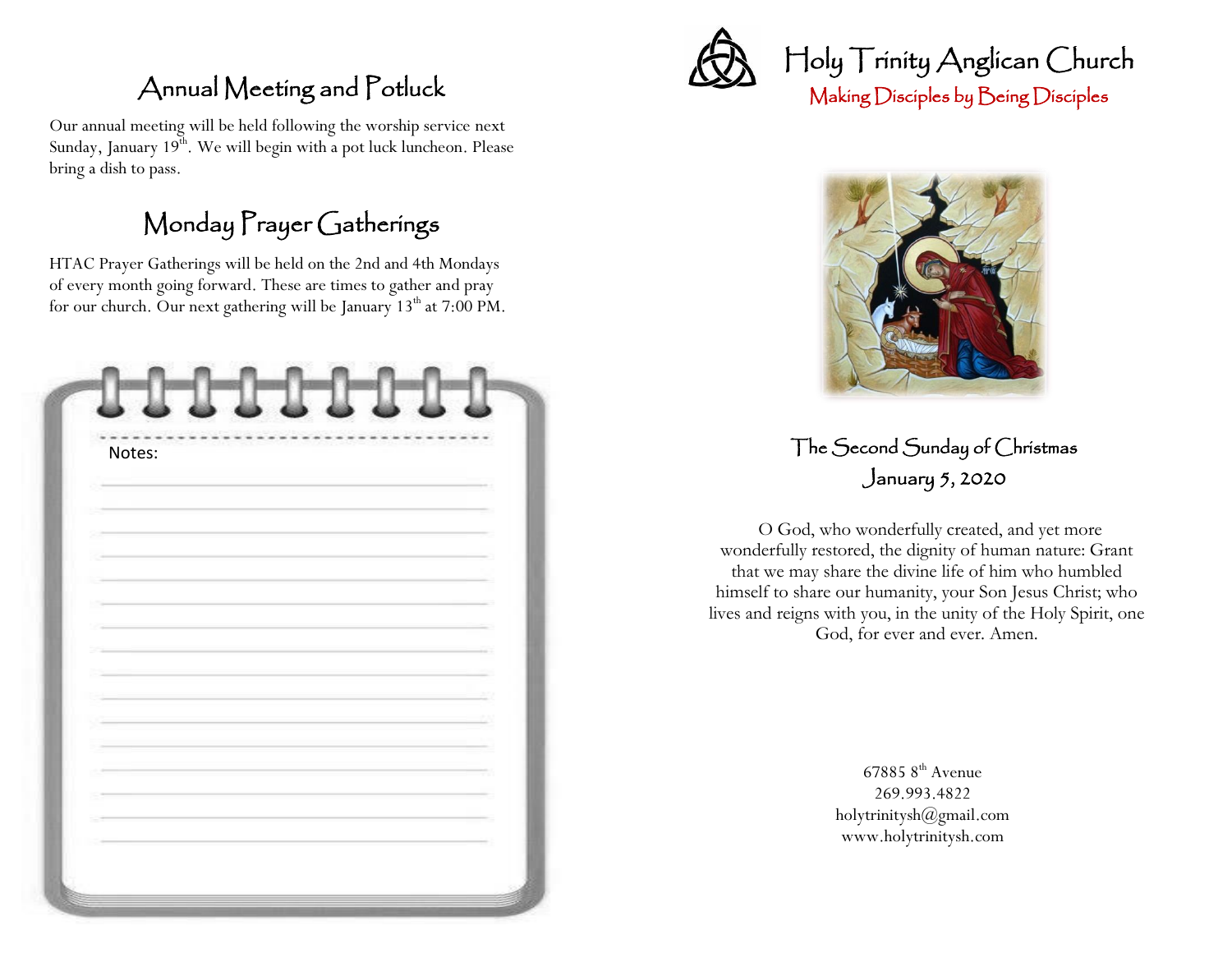## Annual Meeting and Potluck

Our annual meeting will be held following the worship service next Sunday, January 19th. We will begin with a pot luck luncheon. Please bring a dish to pass.

## Monday Prayer Gatherings

HTAC Prayer Gatherings will be held on the 2nd and 4th Mondays of every month going forward. These are times to gather and pray for our church. Our next gathering will be January 13th at 7:00 PM.

Notes:

# Holy Trinity Anglican Church

Making Disciples by Being Disciples

## The Second Sunday of Christmas
## January 5, 2020

O God, who wonderfully created, and yet more wonderfully restored, the dignity of human nature: Grant that we may share the divine life of him who humbled himself to share our humanity, your Son Jesus Christ; who lives and reigns with you, in the unity of the Holy Spirit, one God, for ever and ever. Amen.

67885 8th Avenue
269.993.4822
holytrinitysh@gmail.com
www.holytrinitysh.com